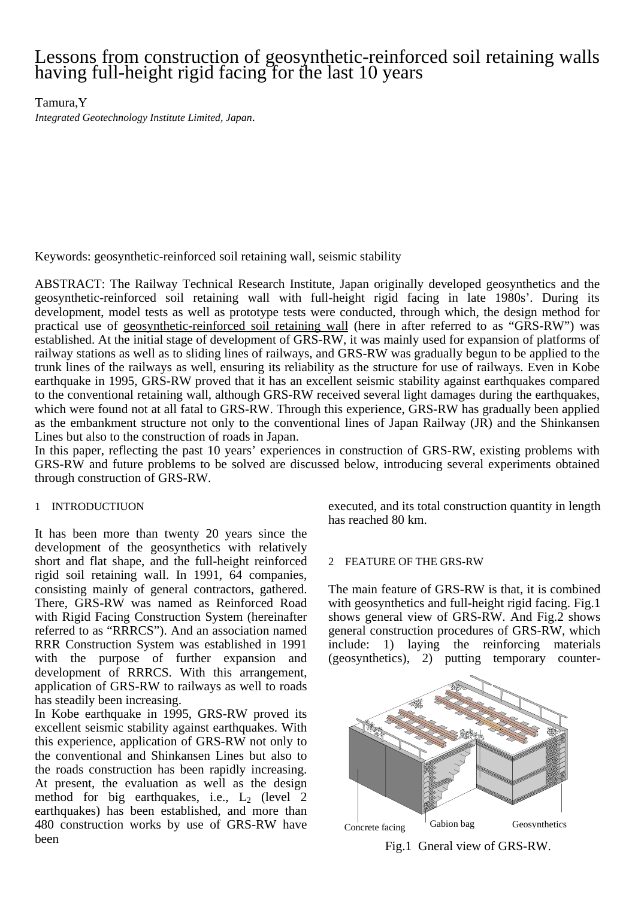# Lessons from construction of geosynthetic-reinforced soil retaining walls having full-height rigid facing for the last 10 years

Tamura,Y

*Integrated Geotechnology Institute Limited, Japan*.

Keywords: geosynthetic-reinforced soil retaining wall, seismic stability

ABSTRACT: The Railway Technical Research Institute, Japan originally developed geosynthetics and the geosynthetic-reinforced soil retaining wall with full-height rigid facing in late 1980s'. During its development, model tests as well as prototype tests were conducted, through which, the design method for practical use of geosynthetic-reinforced soil retaining wall (here in after referred to as "GRS-RW") was established. At the initial stage of development of GRS-RW, it was mainly used for expansion of platforms of railway stations as well as to sliding lines of railways, and GRS-RW was gradually begun to be applied to the trunk lines of the railways as well, ensuring its reliability as the structure for use of railways. Even in Kobe earthquake in 1995, GRS-RW proved that it has an excellent seismic stability against earthquakes compared to the conventional retaining wall, although GRS-RW received several light damages during the earthquakes, which were found not at all fatal to GRS-RW. Through this experience, GRS-RW has gradually been applied as the embankment structure not only to the conventional lines of Japan Railway (JR) and the Shinkansen Lines but also to the construction of roads in Japan.

In this paper, reflecting the past 10 years' experiences in construction of GRS-RW, existing problems with GRS-RW and future problems to be solved are discussed below, introducing several experiments obtained through construction of GRS-RW.

## 1 INTRODUCTIUON

It has been more than twenty 20 years since the development of the geosynthetics with relatively short and flat shape, and the full-height reinforced rigid soil retaining wall. In 1991, 64 companies, consisting mainly of general contractors, gathered. There, GRS-RW was named as Reinforced Road with Rigid Facing Construction System (hereinafter referred to as "RRRCS"). And an association named RRR Construction System was established in 1991 with the purpose of further expansion and development of RRRCS. With this arrangement, application of GRS-RW to railways as well to roads has steadily been increasing.

In Kobe earthquake in 1995, GRS-RW proved its excellent seismic stability against earthquakes. With this experience, application of GRS-RW not only to the conventional and Shinkansen Lines but also to the roads construction has been rapidly increasing. At present, the evaluation as well as the design method for big earthquakes, i.e., $L_2$ (level 2 earthquakes) has been established, and more than 480 construction works by use of GRS-RW have been executed, and its total construction quantity in length has reached 80 km.

## 2 FEATURE OF THE GRS-RW

The main feature of GRS-RW is that, it is combined with geosynthetics and full-height rigid facing. Fig.1 shows general view of GRS-RW. And Fig.2 shows general construction procedures of GRS-RW, which include: 1) laying the reinforcing materials (geosynthetics), 2) putting temporary counter-

Concrete facing — Gabion bag — Geosynthetics

Fig.1 Gneral view of GRS-RW.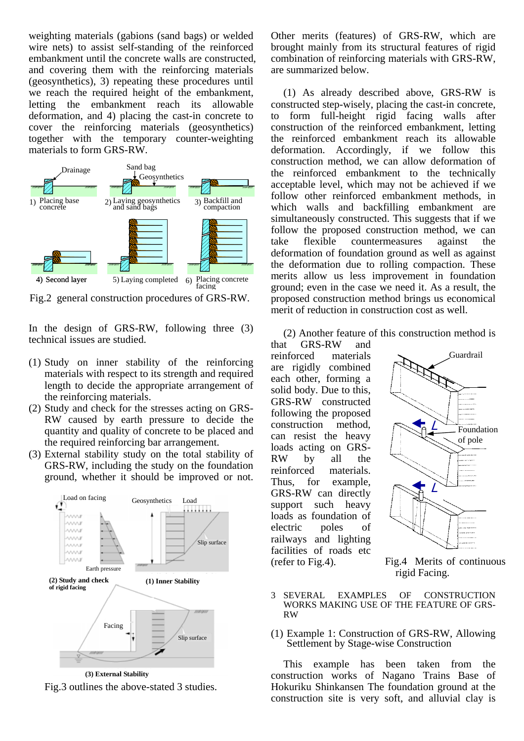weighting materials (gabions (sand bags) or welded wire nets) to assist self-standing of the reinforced embankment until the concrete walls are constructed, and covering them with the reinforcing materials (geosynthetics), 3) repeating these procedures until we reach the required height of the embankment, letting the embankment reach its allowable deformation, and 4) placing the cast-in concrete to cover the reinforcing materials (geosynthetics) together with the temporary counter-weighting materials to form GRS-RW.

Fig.2 general construction procedures of GRS-RW.

In the design of GRS-RW, following three (3) technical issues are studied.

(1) Study on inner stability of the reinforcing materials with respect to its strength and required length to decide the appropriate arrangement of the reinforcing materials.
(2) Study and check for the stresses acting on GRS-RW caused by earth pressure to decide the quantity and quality of concrete to be placed and the required reinforcing bar arrangement.
(3) External stability study on the total stability of GRS-RW, including the study on the foundation ground, whether it should be improved or not.

Fig.3 outlines the above-stated 3 studies.

Other merits (features) of GRS-RW, which are brought mainly from its structural features of rigid combination of reinforcing materials with GRS-RW, are summarized below.

(1) As already described above, GRS-RW is constructed step-wisely, placing the cast-in concrete, to form full-height rigid facing walls after construction of the reinforced embankment, letting the reinforced embankment reach its allowable deformation. Accordingly, if we follow this construction method, we can allow deformation of the reinforced embankment to the technically acceptable level, which may not be achieved if we follow other reinforced embankment methods, in which walls and backfilling embankment are simultaneously constructed. This suggests that if we follow the proposed construction method, we can take flexible countermeasures against the deformation of foundation ground as well as against the deformation due to rolling compaction. These merits allow us less improvement in foundation ground; even in the case we need it. As a result, the proposed construction method brings us economical merit of reduction in construction cost as well.

(2) Another feature of this construction method is that GRS-RW and reinforced materials are rigidly combined each other, forming a solid body. Due to this, GRS-RW constructed following the proposed construction method, can resist the heavy loads acting on GRS-RW by all the reinforced materials. Thus, for example, GRS-RW can directly support such heavy loads as foundation of electric poles of railways and lighting facilities of roads etc (refer to Fig.4).

Fig.4 Merits of continuous rigid Facing.

## 3 SEVERAL EXAMPLES OF CONSTRUCTION WORKS MAKING USE OF THE FEATURE OF GRS-RW

### (1) Example 1: Construction of GRS-RW, Allowing Settlement by Stage-wise Construction

This example has been taken from the construction works of Nagano Trains Base of Hokuriku Shinkansen The foundation ground at the construction site is very soft, and alluvial clay is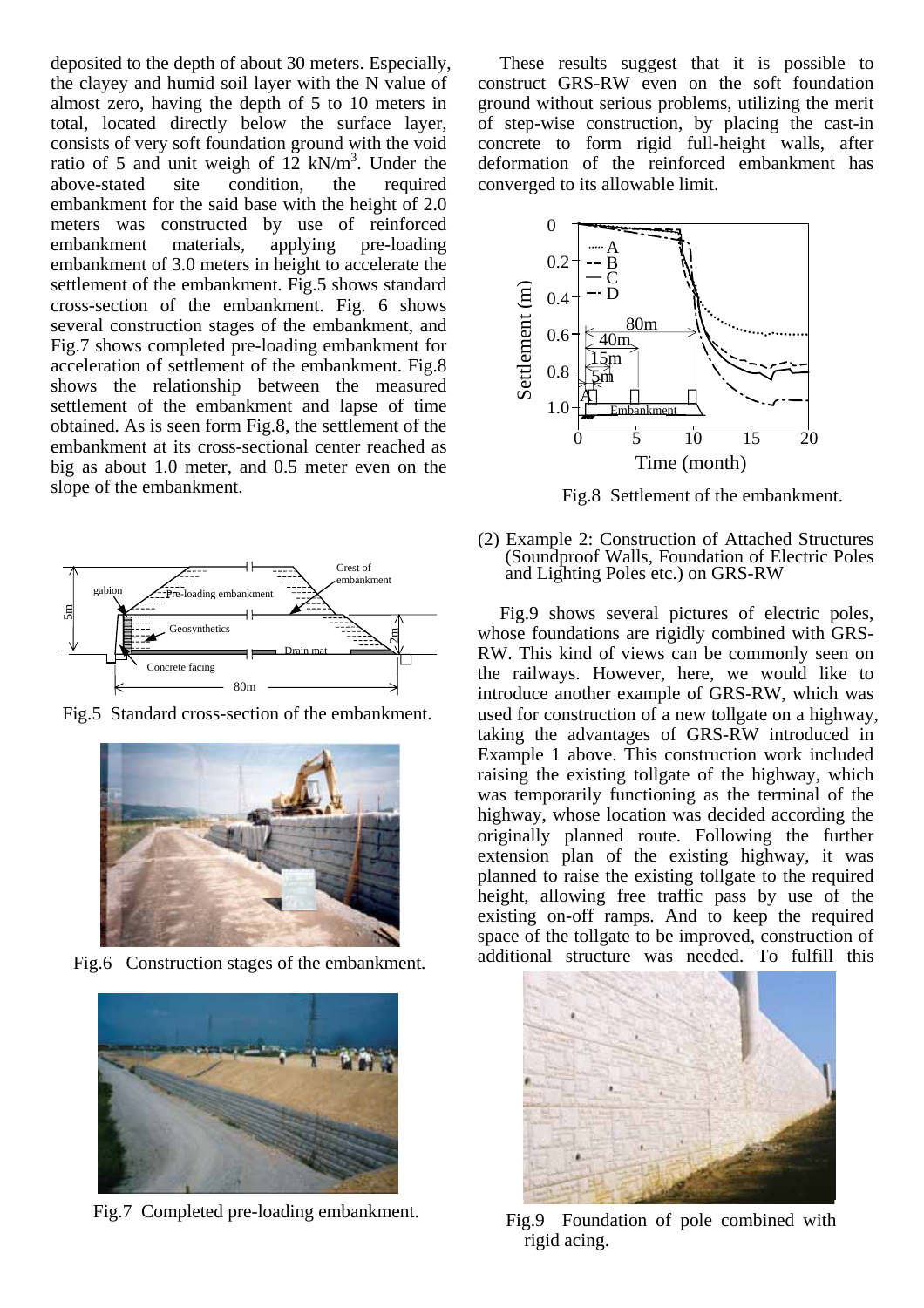deposited to the depth of about 30 meters. Especially, the clayey and humid soil layer with the N value of almost zero, having the depth of 5 to 10 meters in total, located directly below the surface layer, consists of very soft foundation ground with the void ratio of 5 and unit weigh of 12 kN/m$^3$. Under the above-stated site condition, the required embankment for the said base with the height of 2.0 meters was constructed by use of reinforced embankment materials, applying pre-loading embankment of 3.0 meters in height to accelerate the settlement of the embankment. Fig.5 shows standard cross-section of the embankment. Fig. 6 shows several construction stages of the embankment, and Fig.7 shows completed pre-loading embankment for acceleration of settlement of the embankment. Fig.8 shows the relationship between the measured settlement of the embankment and lapse of time obtained. As is seen form Fig.8, the settlement of the embankment at its cross-sectional center reached as big as about 1.0 meter, and 0.5 meter even on the slope of the embankment.

Fig.5 Standard cross-section of the embankment.

Fig.6 Construction stages of the embankment.

Fig.7 Completed pre-loading embankment.

These results suggest that it is possible to construct GRS-RW even on the soft foundation ground without serious problems, utilizing the merit of step-wise construction, by placing the cast-in concrete to form rigid full-height walls, after deformation of the reinforced embankment has converged to its allowable limit.

Fig.8 Settlement of the embankment.

(2) Example 2: Construction of Attached Structures (Soundproof Walls, Foundation of Electric Poles and Lighting Poles etc.) on GRS-RW

Fig.9 shows several pictures of electric poles, whose foundations are rigidly combined with GRS-RW. This kind of views can be commonly seen on the railways. However, here, we would like to introduce another example of GRS-RW, which was used for construction of a new tollgate on a highway, taking the advantages of GRS-RW introduced in Example 1 above. This construction work included raising the existing tollgate of the highway, which was temporarily functioning as the terminal of the highway, whose location was decided according the originally planned route. Following the further extension plan of the existing highway, it was planned to raise the existing tollgate to the required height, allowing free traffic pass by use of the existing on-off ramps. And to keep the required space of the tollgate to be improved, construction of additional structure was needed. To fulfill this

Fig.9 Foundation of pole combined with rigid acing.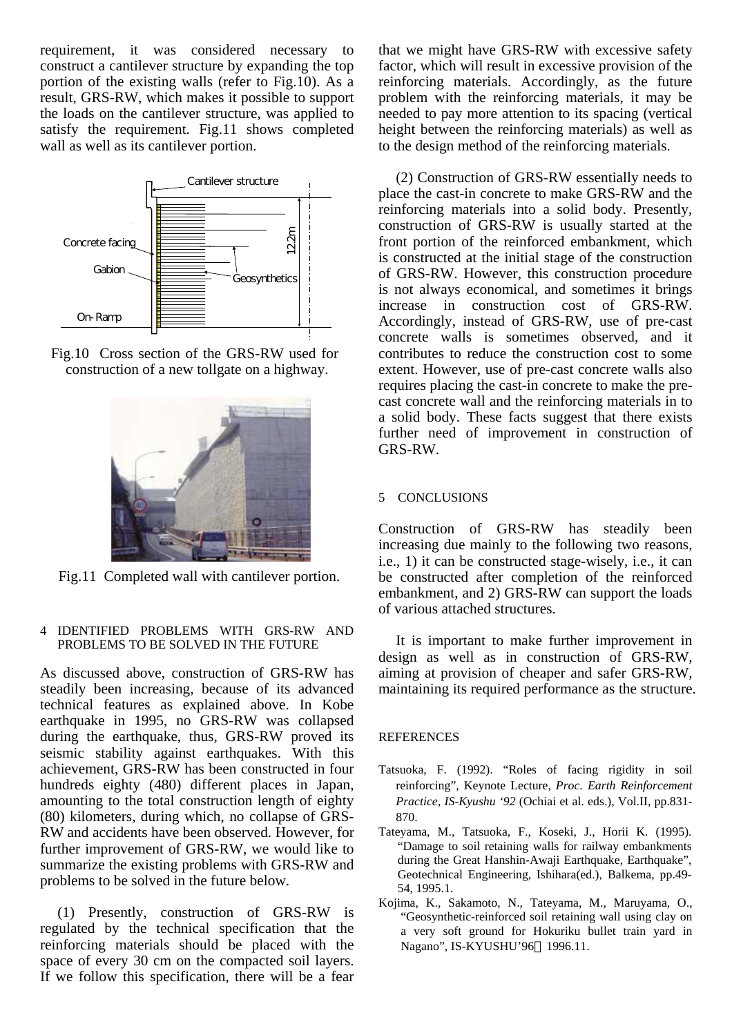requirement, it was considered necessary to construct a cantilever structure by expanding the top portion of the existing walls (refer to Fig.10). As a result, GRS-RW, which makes it possible to support the loads on the cantilever structure, was applied to satisfy the requirement. Fig.11 shows completed wall as well as its cantilever portion.

Cantilever structure
Concrete facing
Gabion
Geosynthetics
12.2m
On-Ramp

Fig.10 Cross section of the GRS-RW used for construction of a new tollgate on a highway.

Fig.11 Completed wall with cantilever portion.

## 4 IDENTIFIED PROBLEMS WITH GRS-RW AND PROBLEMS TO BE SOLVED IN THE FUTURE

As discussed above, construction of GRS-RW has steadily been increasing, because of its advanced technical features as explained above. In Kobe earthquake in 1995, no GRS-RW was collapsed during the earthquake, thus, GRS-RW proved its seismic stability against earthquakes. With this achievement, GRS-RW has been constructed in four hundreds eighty (480) different places in Japan, amounting to the total construction length of eighty (80) kilometers, during which, no collapse of GRS-RW and accidents have been observed. However, for further improvement of GRS-RW, we would like to summarize the existing problems with GRS-RW and problems to be solved in the future below.

(1) Presently, construction of GRS-RW is regulated by the technical specification that the reinforcing materials should be placed with the space of every 30 cm on the compacted soil layers. If we follow this specification, there will be a fear that we might have GRS-RW with excessive safety factor, which will result in excessive provision of the reinforcing materials. Accordingly, as the future problem with the reinforcing materials, it may be needed to pay more attention to its spacing (vertical height between the reinforcing materials) as well as to the design method of the reinforcing materials.

(2) Construction of GRS-RW essentially needs to place the cast-in concrete to make GRS-RW and the reinforcing materials into a solid body. Presently, construction of GRS-RW is usually started at the front portion of the reinforced embankment, which is constructed at the initial stage of the construction of GRS-RW. However, this construction procedure is not always economical, and sometimes it brings increase in construction cost of GRS-RW. Accordingly, instead of GRS-RW, use of pre-cast concrete walls is sometimes observed, and it contributes to reduce the construction cost to some extent. However, use of pre-cast concrete walls also requires placing the cast-in concrete to make the pre-cast concrete wall and the reinforcing materials in to a solid body. These facts suggest that there exists further need of improvement in construction of GRS-RW.

## 5 CONCLUSIONS

Construction of GRS-RW has steadily been increasing due mainly to the following two reasons, i.e., 1) it can be constructed stage-wisely, i.e., it can be constructed after completion of the reinforced embankment, and 2) GRS-RW can support the loads of various attached structures.

It is important to make further improvement in design as well as in construction of GRS-RW, aiming at provision of cheaper and safer GRS-RW, maintaining its required performance as the structure.

## REFERENCES

Tatsuoka, F. (1992). "Roles of facing rigidity in soil reinforcing", Keynote Lecture, *Proc. Earth Reinforcement Practice, IS-Kyushu '92* (Ochiai et al. eds.), Vol.II, pp.831-870.

Tateyama, M., Tatsuoka, F., Koseki, J., Horii K. (1995). "Damage to soil retaining walls for railway embankments during the Great Hanshin-Awaji Earthquake, Earthquake", Geotechnical Engineering, Ishihara(ed.), Balkema, pp.49-54, 1995.1.

Kojima, K., Sakamoto, N., Tateyama, M., Maruyama, O., "Geosynthetic-reinforced soil retaining wall using clay on a very soft ground for Hokuriku bullet train yard in Nagano", IS-KYUSHU'96，1996.11.